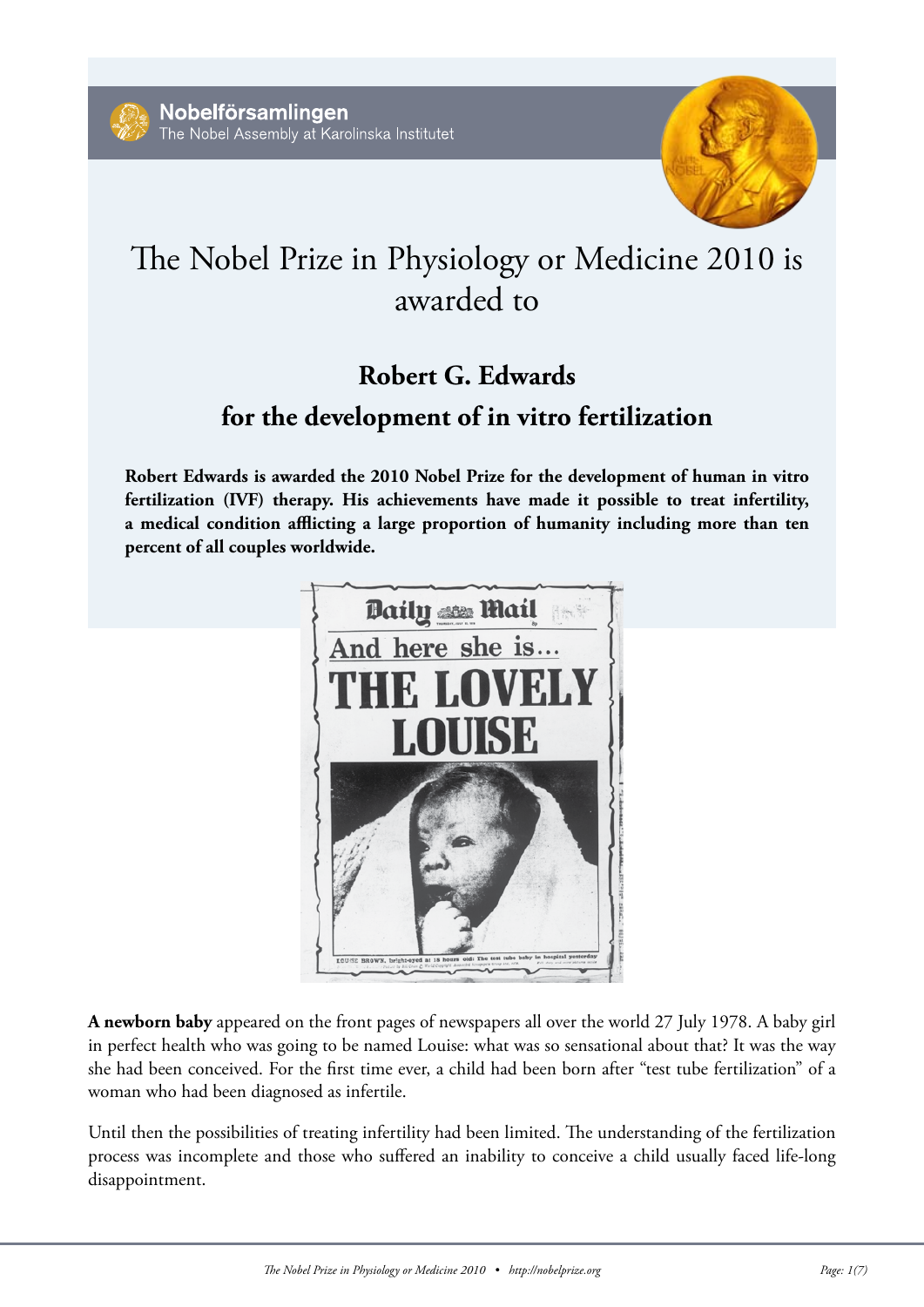Nobelförsamlingen
The Nobel Assembly at Karolinska Institutet

# The Nobel Prize in Physiology or Medicine 2010 is awarded to

## Robert G. Edwards
## for the development of in vitro fertilization

**Robert Edwards is awarded the 2010 Nobel Prize for the development of human in vitro fertilization (IVF) therapy. His achievements have made it possible to treat infertility, a medical condition afflicting a large proportion of humanity including more than ten percent of all couples worldwide.**

**A newborn baby** appeared on the front pages of newspapers all over the world 27 July 1978. A baby girl in perfect health who was going to be named Louise: what was so sensational about that? It was the way she had been conceived. For the first time ever, a child had been born after "test tube fertilization" of a woman who had been diagnosed as infertile.

Until then the possibilities of treating infertility had been limited. The understanding of the fertilization process was incomplete and those who suffered an inability to conceive a child usually faced life-long disappointment.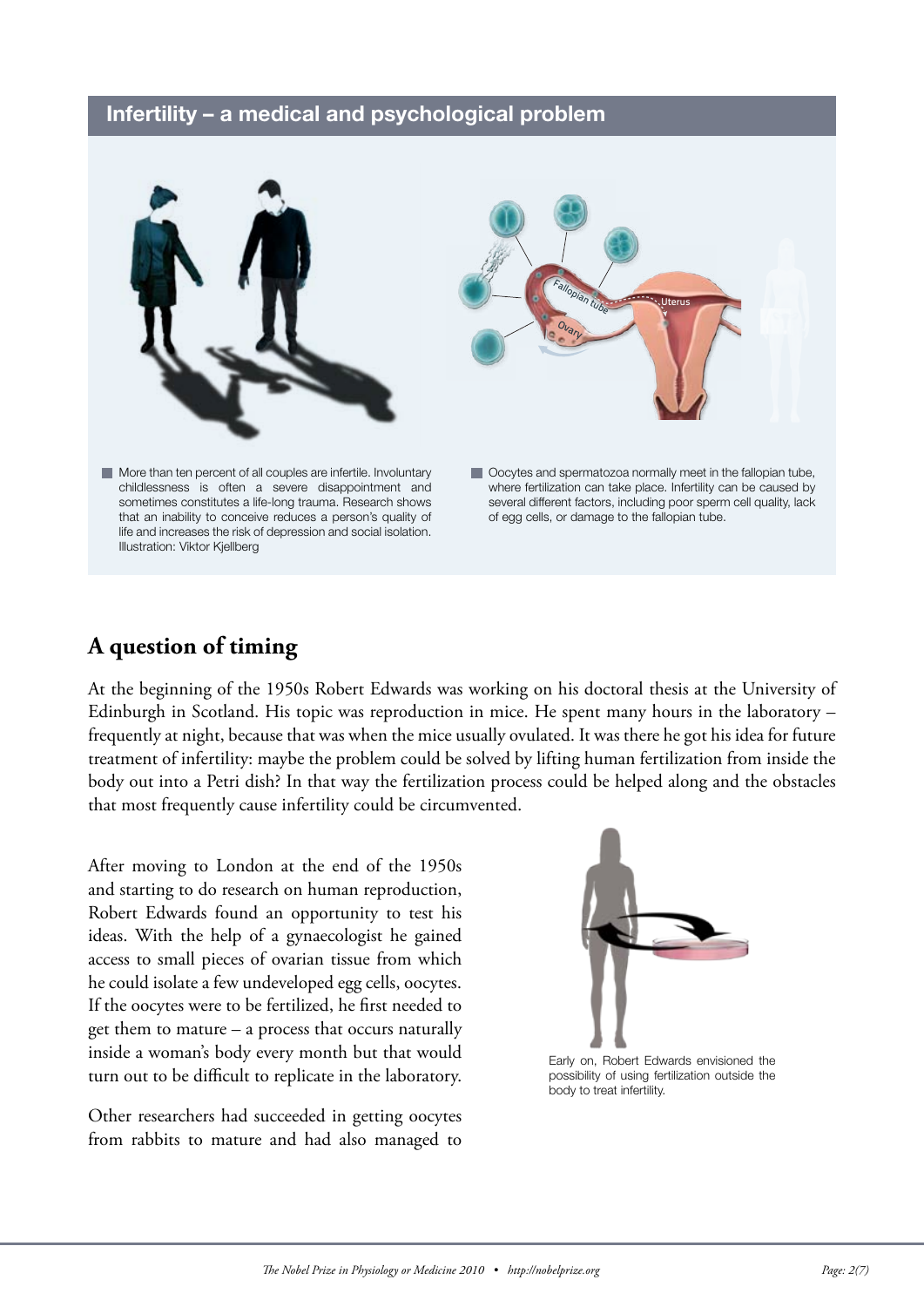## Infertility – a medical and psychological problem

More than ten percent of all couples are infertile. Involuntary childlessness is often a severe disappointment and sometimes constitutes a life-long trauma. Research shows that an inability to conceive reduces a person's quality of life and increases the risk of depression and social isolation. Illustration: Viktor Kjellberg

Fallopian tube

Uterus

Ovary

Oocytes and spermatozoa normally meet in the fallopian tube, where fertilization can take place. Infertility can be caused by several different factors, including poor sperm cell quality, lack of egg cells, or damage to the fallopian tube.

## A question of timing

At the beginning of the 1950s Robert Edwards was working on his doctoral thesis at the University of Edinburgh in Scotland. His topic was reproduction in mice. He spent many hours in the laboratory – frequently at night, because that was when the mice usually ovulated. It was there he got his idea for future treatment of infertility: maybe the problem could be solved by lifting human fertilization from inside the body out into a Petri dish? In that way the fertilization process could be helped along and the obstacles that most frequently cause infertility could be circumvented.

After moving to London at the end of the 1950s and starting to do research on human reproduction, Robert Edwards found an opportunity to test his ideas. With the help of a gynaecologist he gained access to small pieces of ovarian tissue from which he could isolate a few undeveloped egg cells, oocytes. If the oocytes were to be fertilized, he first needed to get them to mature – a process that occurs naturally inside a woman's body every month but that would turn out to be difficult to replicate in the laboratory.

Early on, Robert Edwards envisioned the possibility of using fertilization outside the body to treat infertility.

Other researchers had succeeded in getting oocytes from rabbits to mature and had also managed to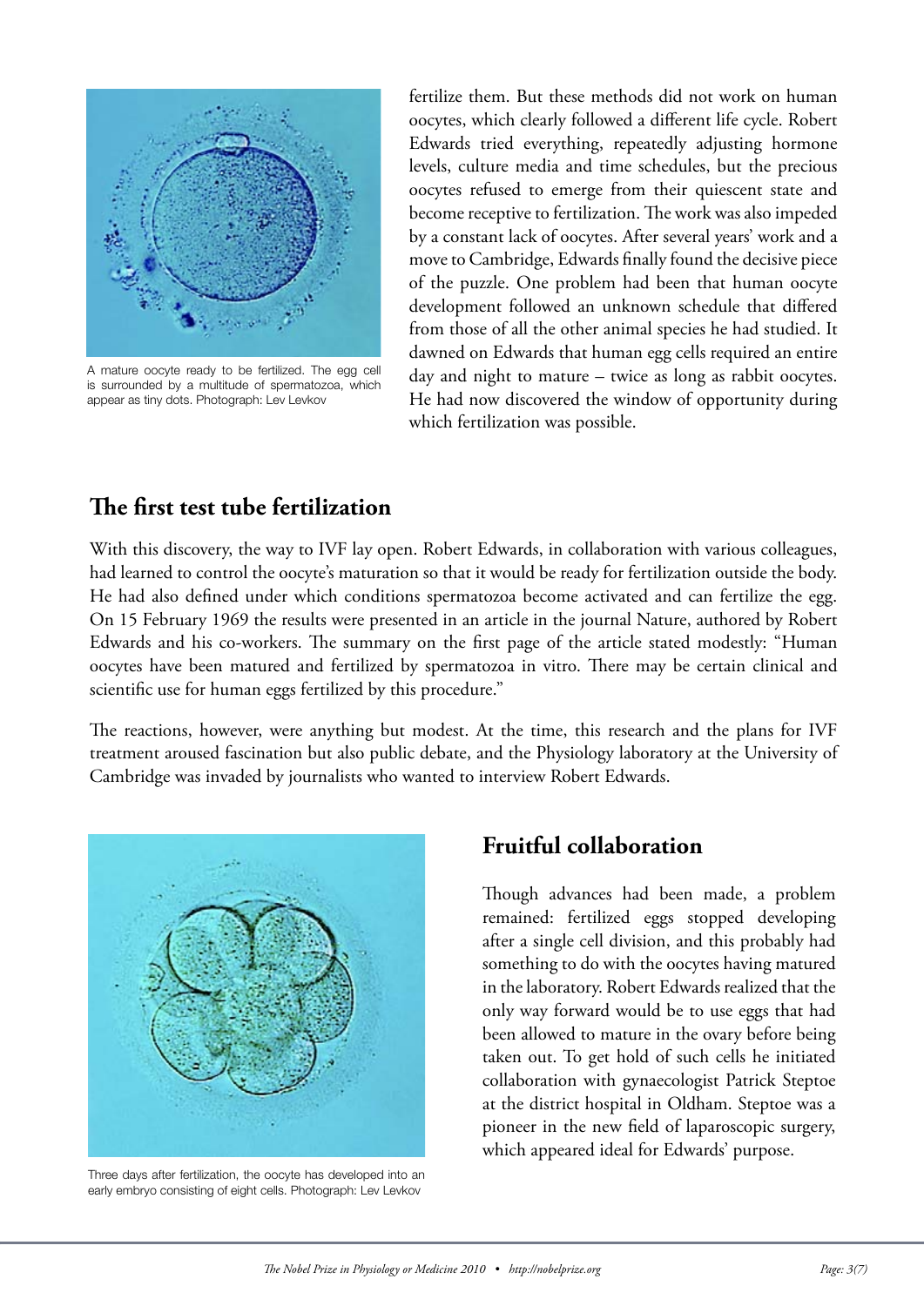A mature oocyte ready to be fertilized. The egg cell is surrounded by a multitude of spermatozoa, which appear as tiny dots. Photograph: Lev Levkov

fertilize them. But these methods did not work on human oocytes, which clearly followed a different life cycle. Robert Edwards tried everything, repeatedly adjusting hormone levels, culture media and time schedules, but the precious oocytes refused to emerge from their quiescent state and become receptive to fertilization. The work was also impeded by a constant lack of oocytes. After several years' work and a move to Cambridge, Edwards finally found the decisive piece of the puzzle. One problem had been that human oocyte development followed an unknown schedule that differed from those of all the other animal species he had studied. It dawned on Edwards that human egg cells required an entire day and night to mature – twice as long as rabbit oocytes. He had now discovered the window of opportunity during which fertilization was possible.

## The first test tube fertilization

With this discovery, the way to IVF lay open. Robert Edwards, in collaboration with various colleagues, had learned to control the oocyte's maturation so that it would be ready for fertilization outside the body. He had also defined under which conditions spermatozoa become activated and can fertilize the egg. On 15 February 1969 the results were presented in an article in the journal Nature, authored by Robert Edwards and his co-workers. The summary on the first page of the article stated modestly: "Human oocytes have been matured and fertilized by spermatozoa in vitro. There may be certain clinical and scientific use for human eggs fertilized by this procedure."

The reactions, however, were anything but modest. At the time, this research and the plans for IVF treatment aroused fascination but also public debate, and the Physiology laboratory at the University of Cambridge was invaded by journalists who wanted to interview Robert Edwards.

Three days after fertilization, the oocyte has developed into an early embryo consisting of eight cells. Photograph: Lev Levkov

## Fruitful collaboration

Though advances had been made, a problem remained: fertilized eggs stopped developing after a single cell division, and this probably had something to do with the oocytes having matured in the laboratory. Robert Edwards realized that the only way forward would be to use eggs that had been allowed to mature in the ovary before being taken out. To get hold of such cells he initiated collaboration with gynaecologist Patrick Steptoe at the district hospital in Oldham. Steptoe was a pioneer in the new field of laparoscopic surgery, which appeared ideal for Edwards' purpose.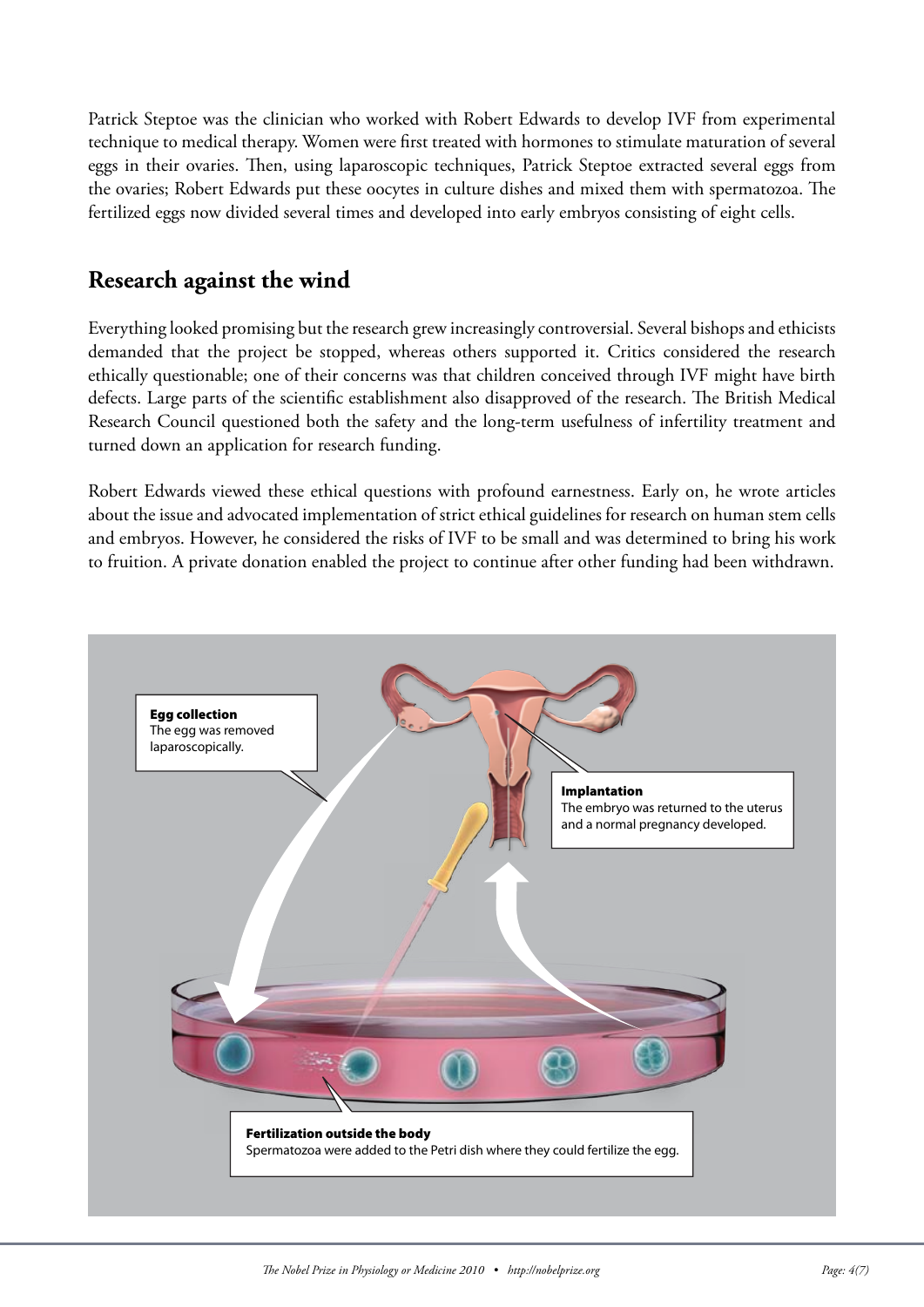Patrick Steptoe was the clinician who worked with Robert Edwards to develop IVF from experimental technique to medical therapy. Women were first treated with hormones to stimulate maturation of several eggs in their ovaries. Then, using laparoscopic techniques, Patrick Steptoe extracted several eggs from the ovaries; Robert Edwards put these oocytes in culture dishes and mixed them with spermatozoa. The fertilized eggs now divided several times and developed into early embryos consisting of eight cells.

## Research against the wind

Everything looked promising but the research grew increasingly controversial. Several bishops and ethicists demanded that the project be stopped, whereas others supported it. Critics considered the research ethically questionable; one of their concerns was that children conceived through IVF might have birth defects. Large parts of the scientific establishment also disapproved of the research. The British Medical Research Council questioned both the safety and the long-term usefulness of infertility treatment and turned down an application for research funding.

Robert Edwards viewed these ethical questions with profound earnestness. Early on, he wrote articles about the issue and advocated implementation of strict ethical guidelines for research on human stem cells and embryos. However, he considered the risks of IVF to be small and was determined to bring his work to fruition. A private donation enabled the project to continue after other funding had been withdrawn.

**Egg collection**
The egg was removed laparoscopically.

**Implantation**
The embryo was returned to the uterus and a normal pregnancy developed.

**Fertilization outside the body**
Spermatozoa were added to the Petri dish where they could fertilize the egg.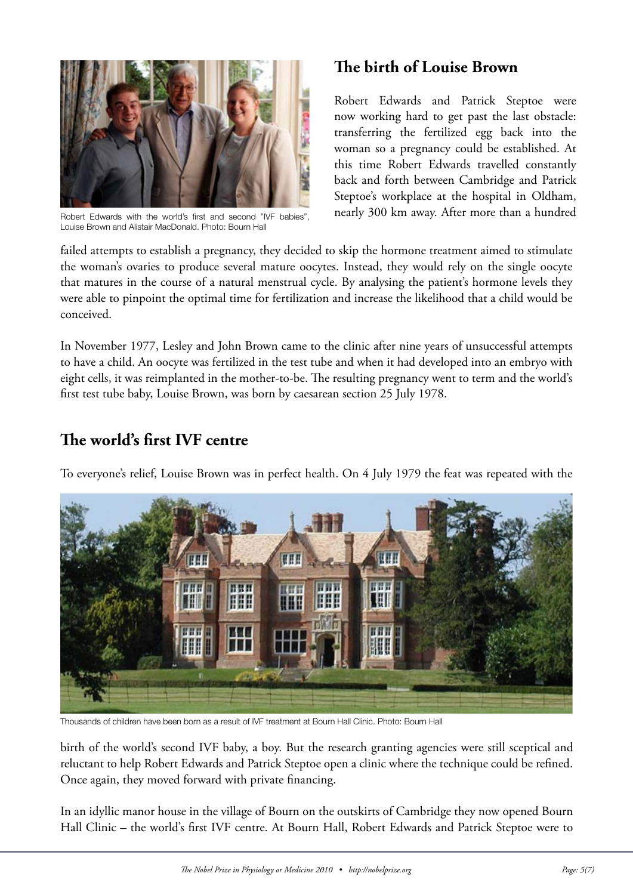Robert Edwards with the world's first and second "IVF babies", Louise Brown and Alistair MacDonald. Photo: Bourn Hall

## The birth of Louise Brown

Robert Edwards and Patrick Steptoe were now working hard to get past the last obstacle: transferring the fertilized egg back into the woman so a pregnancy could be established. At this time Robert Edwards travelled constantly back and forth between Cambridge and Patrick Steptoe's workplace at the hospital in Oldham, nearly 300 km away. After more than a hundred failed attempts to establish a pregnancy, they decided to skip the hormone treatment aimed to stimulate the woman's ovaries to produce several mature oocytes. Instead, they would rely on the single oocyte that matures in the course of a natural menstrual cycle. By analysing the patient's hormone levels they were able to pinpoint the optimal time for fertilization and increase the likelihood that a child would be conceived.

In November 1977, Lesley and John Brown came to the clinic after nine years of unsuccessful attempts to have a child. An oocyte was fertilized in the test tube and when it had developed into an embryo with eight cells, it was reimplanted in the mother-to-be. The resulting pregnancy went to term and the world's first test tube baby, Louise Brown, was born by caesarean section 25 July 1978.

## The world's first IVF centre

To everyone's relief, Louise Brown was in perfect health. On 4 July 1979 the feat was repeated with the birth of the world's second IVF baby, a boy. But the research granting agencies were still sceptical and reluctant to help Robert Edwards and Patrick Steptoe open a clinic where the technique could be refined. Once again, they moved forward with private financing.

Thousands of children have been born as a result of IVF treatment at Bourn Hall Clinic. Photo: Bourn Hall

In an idyllic manor house in the village of Bourn on the outskirts of Cambridge they now opened Bourn Hall Clinic – the world's first IVF centre. At Bourn Hall, Robert Edwards and Patrick Steptoe were to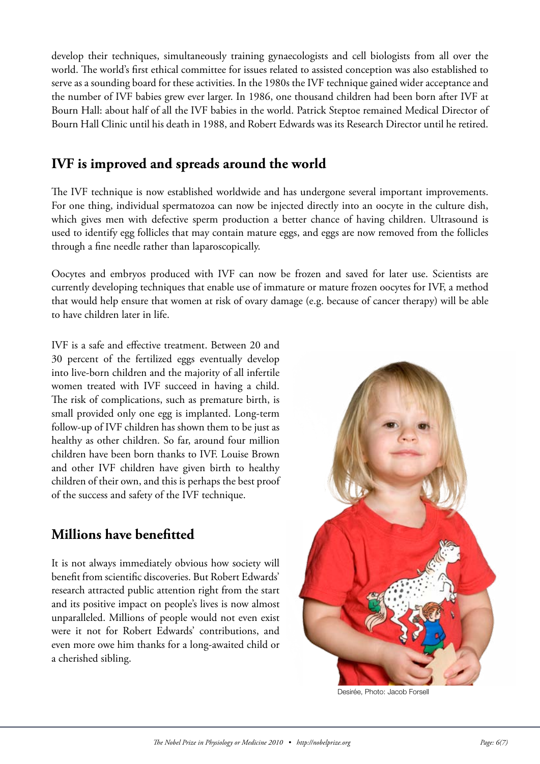develop their techniques, simultaneously training gynaecologists and cell biologists from all over the world. The world's first ethical committee for issues related to assisted conception was also established to serve as a sounding board for these activities. In the 1980s the IVF technique gained wider acceptance and the number of IVF babies grew ever larger. In 1986, one thousand children had been born after IVF at Bourn Hall: about half of all the IVF babies in the world. Patrick Steptoe remained Medical Director of Bourn Hall Clinic until his death in 1988, and Robert Edwards was its Research Director until he retired.

## IVF is improved and spreads around the world

The IVF technique is now established worldwide and has undergone several important improvements. For one thing, individual spermatozoa can now be injected directly into an oocyte in the culture dish, which gives men with defective sperm production a better chance of having children. Ultrasound is used to identify egg follicles that may contain mature eggs, and eggs are now removed from the follicles through a fine needle rather than laparoscopically.

Oocytes and embryos produced with IVF can now be frozen and saved for later use. Scientists are currently developing techniques that enable use of immature or mature frozen oocytes for IVF, a method that would help ensure that women at risk of ovary damage (e.g. because of cancer therapy) will be able to have children later in life.

IVF is a safe and effective treatment. Between 20 and 30 percent of the fertilized eggs eventually develop into live-born children and the majority of all infertile women treated with IVF succeed in having a child. The risk of complications, such as premature birth, is small provided only one egg is implanted. Long-term follow-up of IVF children has shown them to be just as healthy as other children. So far, around four million children have been born thanks to IVF. Louise Brown and other IVF children have given birth to healthy children of their own, and this is perhaps the best proof of the success and safety of the IVF technique.

## Millions have benefitted

It is not always immediately obvious how society will benefit from scientific discoveries. But Robert Edwards' research attracted public attention right from the start and its positive impact on people's lives is now almost unparalleled. Millions of people would not even exist were it not for Robert Edwards' contributions, and even more owe him thanks for a long-awaited child or a cherished sibling.

Desirée, Photo: Jacob Forsell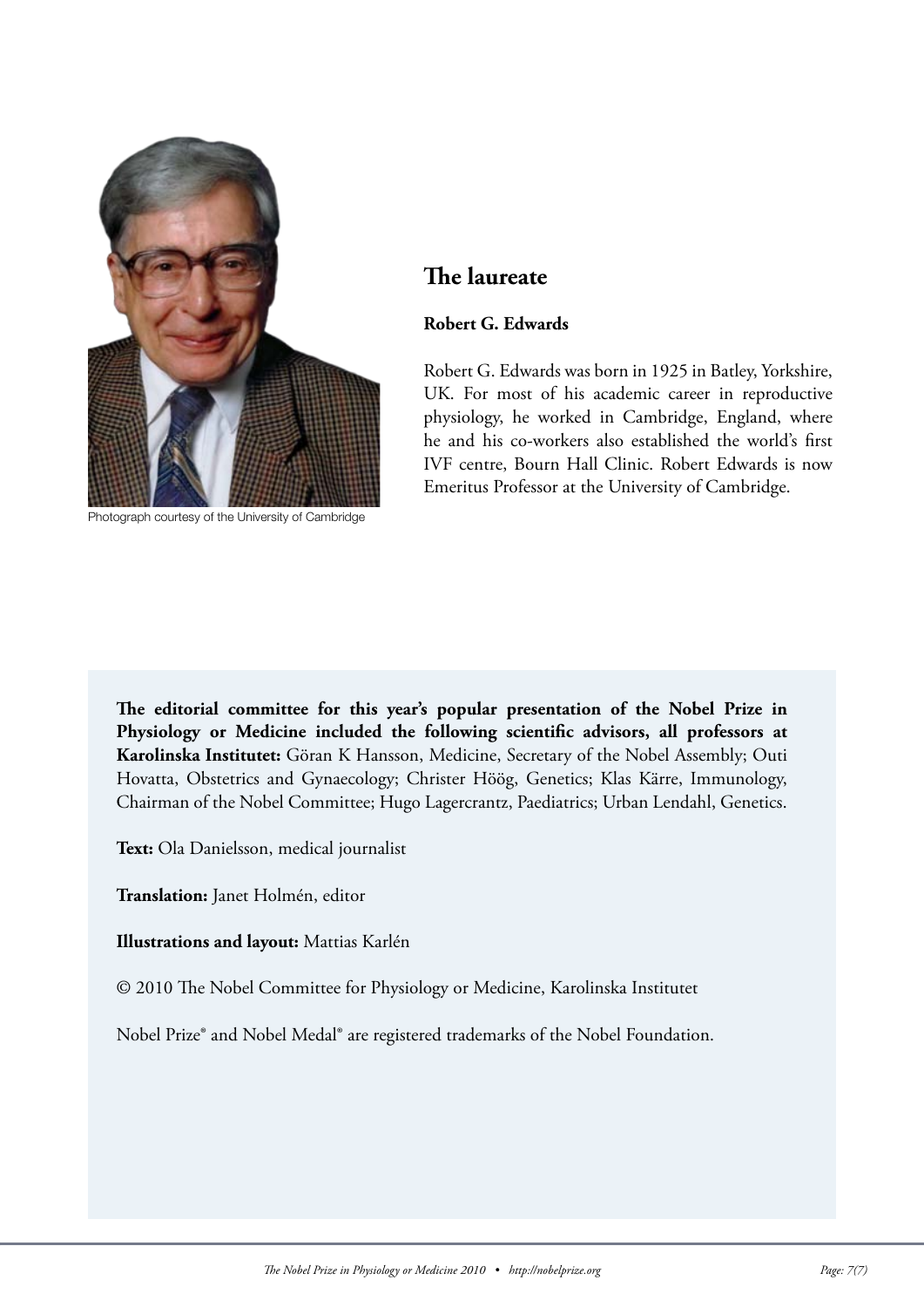Photograph courtesy of the University of Cambridge

## The laureate

**Robert G. Edwards**

Robert G. Edwards was born in 1925 in Batley, Yorkshire, UK. For most of his academic career in reproductive physiology, he worked in Cambridge, England, where he and his co-workers also established the world's first IVF centre, Bourn Hall Clinic. Robert Edwards is now Emeritus Professor at the University of Cambridge.

**The editorial committee for this year's popular presentation of the Nobel Prize in Physiology or Medicine included the following scientific advisors, all professors at Karolinska Institutet:** Göran K Hansson, Medicine, Secretary of the Nobel Assembly; Outi Hovatta, Obstetrics and Gynaecology; Christer Höög, Genetics; Klas Kärre, Immunology, Chairman of the Nobel Committee; Hugo Lagercrantz, Paediatrics; Urban Lendahl, Genetics.

**Text:** Ola Danielsson, medical journalist

**Translation:** Janet Holmén, editor

**Illustrations and layout:** Mattias Karlén

© 2010 The Nobel Committee for Physiology or Medicine, Karolinska Institutet

Nobel Prize® and Nobel Medal® are registered trademarks of the Nobel Foundation.